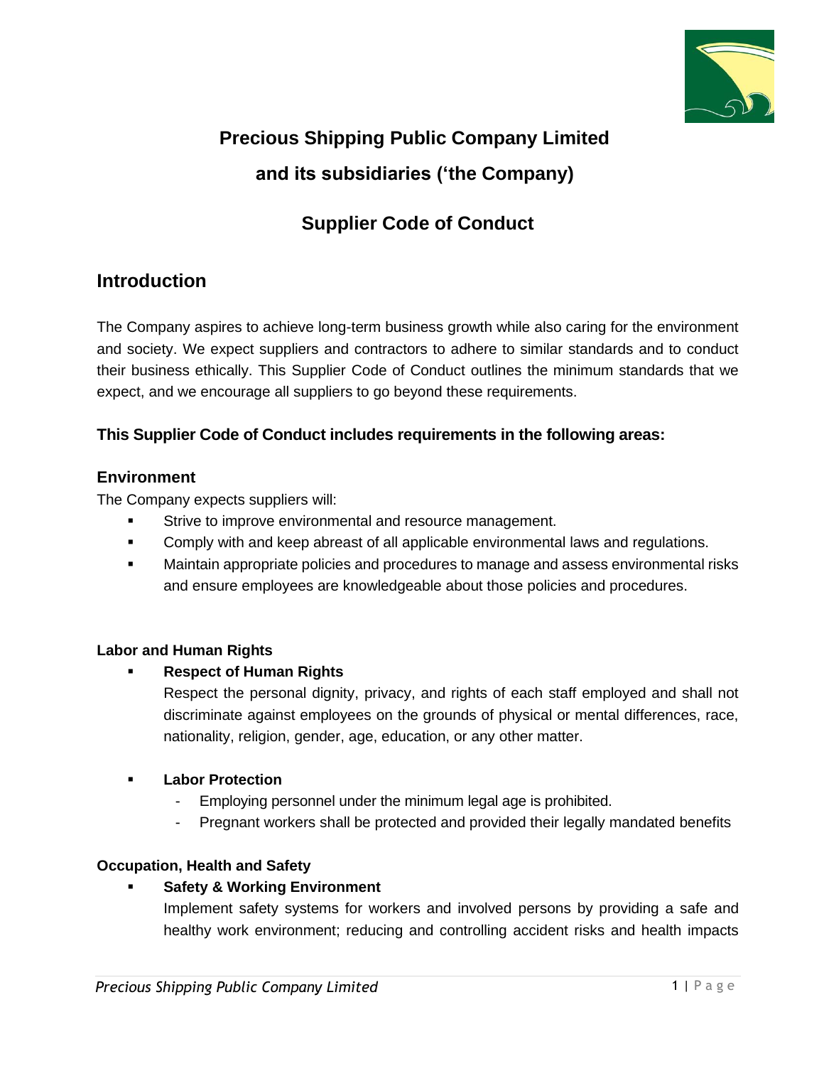# Precious Shipping Public Company Limited

# and its subsidiaries ('the Company)

## Supplier Code of Conduct

## Introduction

The Company aspires to achieve long-term business growth while also caring for the environment and society. We expect suppliers and contractors to adhere to similar standards and to conduct their business ethically. This Supplier Code of Conduct outlines the minimum standards that we expect, and we encourage all suppliers to go beyond these requirements.

**This Supplier Code of Conduct includes requirements in the following areas:**

### Environment

The Company expects suppliers will:

- Strive to improve environmental and resource management.
- Comply with and keep abreast of all applicable environmental laws and regulations.
- Maintain appropriate policies and procedures to manage and assess environmental risks and ensure employees are knowledgeable about those policies and procedures.

**Labor and Human Rights**

- **Respect of Human Rights**

  Respect the personal dignity, privacy, and rights of each staff employed and shall not discriminate against employees on the grounds of physical or mental differences, race, nationality, religion, gender, age, education, or any other matter.

- **Labor Protection**
  - Employing personnel under the minimum legal age is prohibited.
  - Pregnant workers shall be protected and provided their legally mandated benefits

**Occupation, Health and Safety**

- **Safety & Working Environment**

  Implement safety systems for workers and involved persons by providing a safe and healthy work environment; reducing and controlling accident risks and health impacts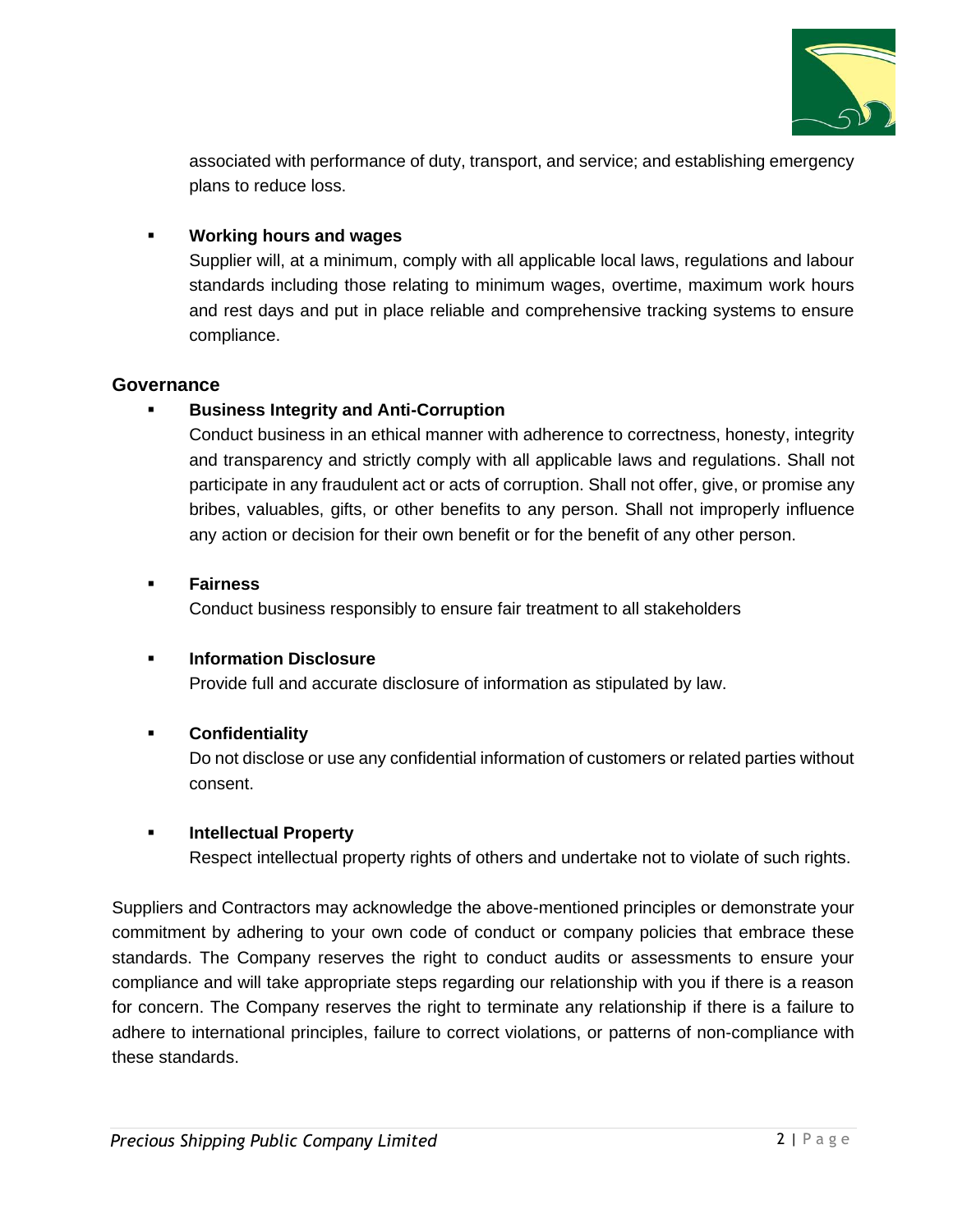associated with performance of duty, transport, and service; and establishing emergency plans to reduce loss.

- **Working hours and wages**

  Supplier will, at a minimum, comply with all applicable local laws, regulations and labour standards including those relating to minimum wages, overtime, maximum work hours and rest days and put in place reliable and comprehensive tracking systems to ensure compliance.

## Governance

- **Business Integrity and Anti-Corruption**

  Conduct business in an ethical manner with adherence to correctness, honesty, integrity and transparency and strictly comply with all applicable laws and regulations. Shall not participate in any fraudulent act or acts of corruption. Shall not offer, give, or promise any bribes, valuables, gifts, or other benefits to any person. Shall not improperly influence any action or decision for their own benefit or for the benefit of any other person.

- **Fairness**

  Conduct business responsibly to ensure fair treatment to all stakeholders

- **Information Disclosure**

  Provide full and accurate disclosure of information as stipulated by law.

- **Confidentiality**

  Do not disclose or use any confidential information of customers or related parties without consent.

- **Intellectual Property**

  Respect intellectual property rights of others and undertake not to violate of such rights.

Suppliers and Contractors may acknowledge the above-mentioned principles or demonstrate your commitment by adhering to your own code of conduct or company policies that embrace these standards. The Company reserves the right to conduct audits or assessments to ensure your compliance and will take appropriate steps regarding our relationship with you if there is a reason for concern. The Company reserves the right to terminate any relationship if there is a failure to adhere to international principles, failure to correct violations, or patterns of non-compliance with these standards.